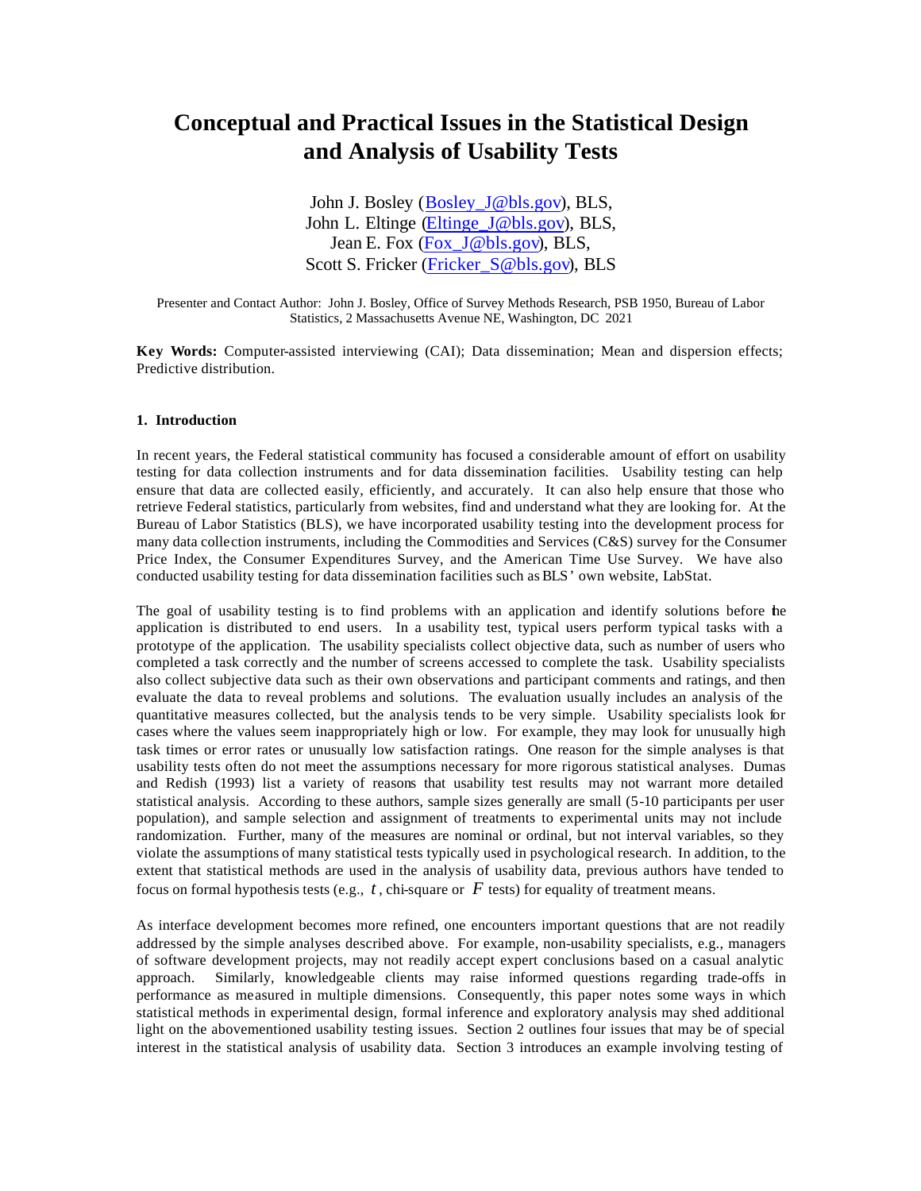# Conceptual and Practical Issues in the Statistical Design and Analysis of Usability Tests

John J. Bosley (Bosley_J@bls.gov), BLS,
John L. Eltinge (Eltinge_J@bls.gov), BLS,
Jean E. Fox (Fox_J@bls.gov), BLS,
Scott S. Fricker (Fricker_S@bls.gov), BLS

Presenter and Contact Author: John J. Bosley, Office of Survey Methods Research, PSB 1950, Bureau of Labor Statistics, 2 Massachusetts Avenue NE, Washington, DC 2021

**Key Words:** Computer-assisted interviewing (CAI); Data dissemination; Mean and dispersion effects; Predictive distribution.

### 1. Introduction

In recent years, the Federal statistical community has focused a considerable amount of effort on usability testing for data collection instruments and for data dissemination facilities. Usability testing can help ensure that data are collected easily, efficiently, and accurately. It can also help ensure that those who retrieve Federal statistics, particularly from websites, find and understand what they are looking for. At the Bureau of Labor Statistics (BLS), we have incorporated usability testing into the development process for many data collection instruments, including the Commodities and Services (C&S) survey for the Consumer Price Index, the Consumer Expenditures Survey, and the American Time Use Survey. We have also conducted usability testing for data dissemination facilities such as BLS' own website, LabStat.

The goal of usability testing is to find problems with an application and identify solutions before the application is distributed to end users. In a usability test, typical users perform typical tasks with a prototype of the application. The usability specialists collect objective data, such as number of users who completed a task correctly and the number of screens accessed to complete the task. Usability specialists also collect subjective data such as their own observations and participant comments and ratings, and then evaluate the data to reveal problems and solutions. The evaluation usually includes an analysis of the quantitative measures collected, but the analysis tends to be very simple. Usability specialists look for cases where the values seem inappropriately high or low. For example, they may look for unusually high task times or error rates or unusually low satisfaction ratings. One reason for the simple analyses is that usability tests often do not meet the assumptions necessary for more rigorous statistical analyses. Dumas and Redish (1993) list a variety of reasons that usability test results may not warrant more detailed statistical analysis. According to these authors, sample sizes generally are small (5-10 participants per user population), and sample selection and assignment of treatments to experimental units may not include randomization. Further, many of the measures are nominal or ordinal, but not interval variables, so they violate the assumptions of many statistical tests typically used in psychological research. In addition, to the extent that statistical methods are used in the analysis of usability data, previous authors have tended to focus on formal hypothesis tests (e.g., $t$, chi-square or $F$ tests) for equality of treatment means.

As interface development becomes more refined, one encounters important questions that are not readily addressed by the simple analyses described above. For example, non-usability specialists, e.g., managers of software development projects, may not readily accept expert conclusions based on a casual analytic approach. Similarly, knowledgeable clients may raise informed questions regarding trade-offs in performance as measured in multiple dimensions. Consequently, this paper notes some ways in which statistical methods in experimental design, formal inference and exploratory analysis may shed additional light on the abovementioned usability testing issues. Section 2 outlines four issues that may be of special interest in the statistical analysis of usability data. Section 3 introduces an example involving testing of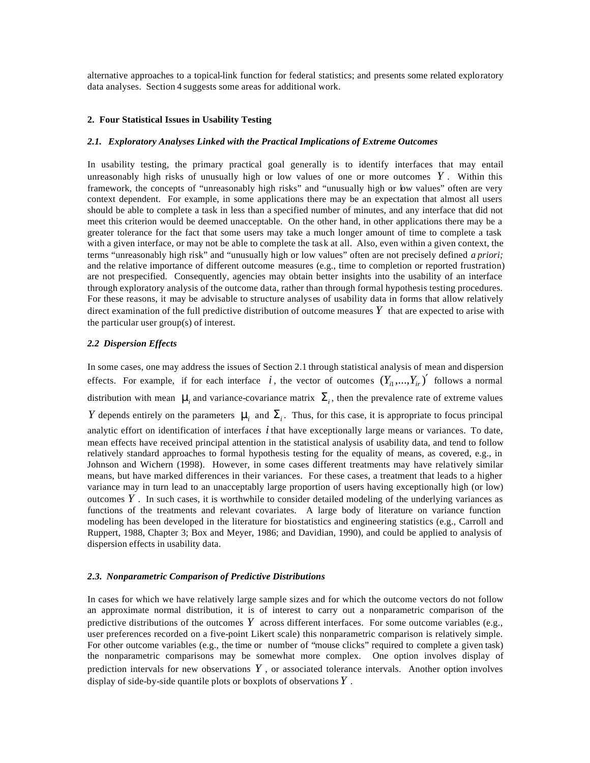alternative approaches to a topical-link function for federal statistics; and presents some related exploratory data analyses. Section 4 suggests some areas for additional work.

## 2. Four Statistical Issues in Usability Testing

### *2.1. Exploratory Analyses Linked with the Practical Implications of Extreme Outcomes*

In usability testing, the primary practical goal generally is to identify interfaces that may entail unreasonably high risks of unusually high or low values of one or more outcomes $Y$. Within this framework, the concepts of "unreasonably high risks" and "unusually high or low values" often are very context dependent. For example, in some applications there may be an expectation that almost all users should be able to complete a task in less than a specified number of minutes, and any interface that did not meet this criterion would be deemed unacceptable. On the other hand, in other applications there may be a greater tolerance for the fact that some users may take a much longer amount of time to complete a task with a given interface, or may not be able to complete the task at all. Also, even within a given context, the terms "unreasonably high risk" and "unusually high or low values" often are not precisely defined *a priori;* and the relative importance of different outcome measures (e.g., time to completion or reported frustration) are not prespecified. Consequently, agencies may obtain better insights into the usability of an interface through exploratory analysis of the outcome data, rather than through formal hypothesis testing procedures. For these reasons, it may be advisable to structure analyses of usability data in forms that allow relatively direct examination of the full predictive distribution of outcome measures $Y$ that are expected to arise with the particular user group(s) of interest.

### *2.2 Dispersion Effects*

In some cases, one may address the issues of Section 2.1 through statistical analysis of mean and dispersion effects. For example, if for each interface $i$, the vector of outcomes $(Y_{i1},...,Y_{ir})'$ follows a normal distribution with mean $\mu_i$ and variance-covariance matrix $\Sigma_i$, then the prevalence rate of extreme values $Y$ depends entirely on the parameters $\mu_i$ and $\Sigma_i$. Thus, for this case, it is appropriate to focus principal analytic effort on identification of interfaces $i$ that have exceptionally large means or variances. To date, mean effects have received principal attention in the statistical analysis of usability data, and tend to follow relatively standard approaches to formal hypothesis testing for the equality of means, as covered, e.g., in Johnson and Wichern (1998). However, in some cases different treatments may have relatively similar means, but have marked differences in their variances. For these cases, a treatment that leads to a higher variance may in turn lead to an unacceptably large proportion of users having exceptionally high (or low) outcomes $Y$. In such cases, it is worthwhile to consider detailed modeling of the underlying variances as functions of the treatments and relevant covariates. A large body of literature on variance function modeling has been developed in the literature for biostatistics and engineering statistics (e.g., Carroll and Ruppert, 1988, Chapter 3; Box and Meyer, 1986; and Davidian, 1990), and could be applied to analysis of dispersion effects in usability data.

### *2.3. Nonparametric Comparison of Predictive Distributions*

In cases for which we have relatively large sample sizes and for which the outcome vectors do not follow an approximate normal distribution, it is of interest to carry out a nonparametric comparison of the predictive distributions of the outcomes $Y$ across different interfaces. For some outcome variables (e.g., user preferences recorded on a five-point Likert scale) this nonparametric comparison is relatively simple. For other outcome variables (e.g., the time or number of "mouse clicks" required to complete a given task) the nonparametric comparisons may be somewhat more complex. One option involves display of prediction intervals for new observations $Y$, or associated tolerance intervals. Another option involves display of side-by-side quantile plots or boxplots of observations $Y$.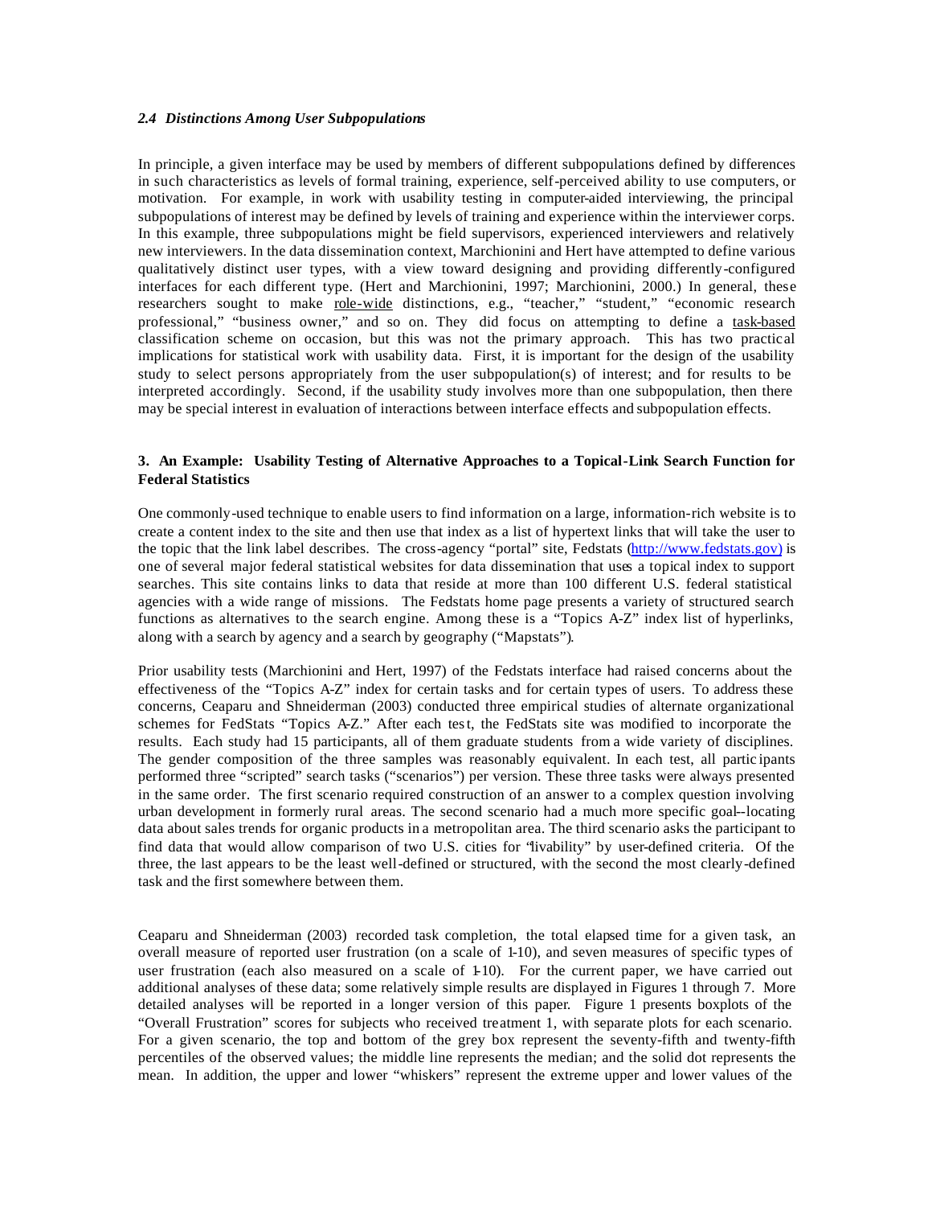### *2.4 Distinctions Among User Subpopulations*

In principle, a given interface may be used by members of different subpopulations defined by differences in such characteristics as levels of formal training, experience, self-perceived ability to use computers, or motivation. For example, in work with usability testing in computer-aided interviewing, the principal subpopulations of interest may be defined by levels of training and experience within the interviewer corps. In this example, three subpopulations might be field supervisors, experienced interviewers and relatively new interviewers. In the data dissemination context, Marchionini and Hert have attempted to define various qualitatively distinct user types, with a view toward designing and providing differently-configured interfaces for each different type. (Hert and Marchionini, 1997; Marchionini, 2000.) In general, these researchers sought to make role-wide distinctions, e.g., "teacher," "student," "economic research professional," "business owner," and so on. They did focus on attempting to define a task-based classification scheme on occasion, but this was not the primary approach. This has two practical implications for statistical work with usability data. First, it is important for the design of the usability study to select persons appropriately from the user subpopulation(s) of interest; and for results to be interpreted accordingly. Second, if the usability study involves more than one subpopulation, then there may be special interest in evaluation of interactions between interface effects and subpopulation effects.

## 3. An Example: Usability Testing of Alternative Approaches to a Topical-Link Search Function for Federal Statistics

One commonly-used technique to enable users to find information on a large, information-rich website is to create a content index to the site and then use that index as a list of hypertext links that will take the user to the topic that the link label describes. The cross-agency "portal" site, Fedstats (http://www.fedstats.gov) is one of several major federal statistical websites for data dissemination that uses a topical index to support searches. This site contains links to data that reside at more than 100 different U.S. federal statistical agencies with a wide range of missions. The Fedstats home page presents a variety of structured search functions as alternatives to the search engine. Among these is a "Topics A-Z" index list of hyperlinks, along with a search by agency and a search by geography ("Mapstats").

Prior usability tests (Marchionini and Hert, 1997) of the Fedstats interface had raised concerns about the effectiveness of the "Topics A-Z" index for certain tasks and for certain types of users. To address these concerns, Ceaparu and Shneiderman (2003) conducted three empirical studies of alternate organizational schemes for FedStats "Topics A-Z." After each test, the FedStats site was modified to incorporate the results. Each study had 15 participants, all of them graduate students from a wide variety of disciplines. The gender composition of the three samples was reasonably equivalent. In each test, all participants performed three "scripted" search tasks ("scenarios") per version. These three tasks were always presented in the same order. The first scenario required construction of an answer to a complex question involving urban development in formerly rural areas. The second scenario had a much more specific goal--locating data about sales trends for organic products in a metropolitan area. The third scenario asks the participant to find data that would allow comparison of two U.S. cities for "livability" by user-defined criteria. Of the three, the last appears to be the least well-defined or structured, with the second the most clearly-defined task and the first somewhere between them.

Ceaparu and Shneiderman (2003) recorded task completion, the total elapsed time for a given task, an overall measure of reported user frustration (on a scale of 1-10), and seven measures of specific types of user frustration (each also measured on a scale of 1-10). For the current paper, we have carried out additional analyses of these data; some relatively simple results are displayed in Figures 1 through 7. More detailed analyses will be reported in a longer version of this paper. Figure 1 presents boxplots of the "Overall Frustration" scores for subjects who received treatment 1, with separate plots for each scenario. For a given scenario, the top and bottom of the grey box represent the seventy-fifth and twenty-fifth percentiles of the observed values; the middle line represents the median; and the solid dot represents the mean. In addition, the upper and lower "whiskers" represent the extreme upper and lower values of the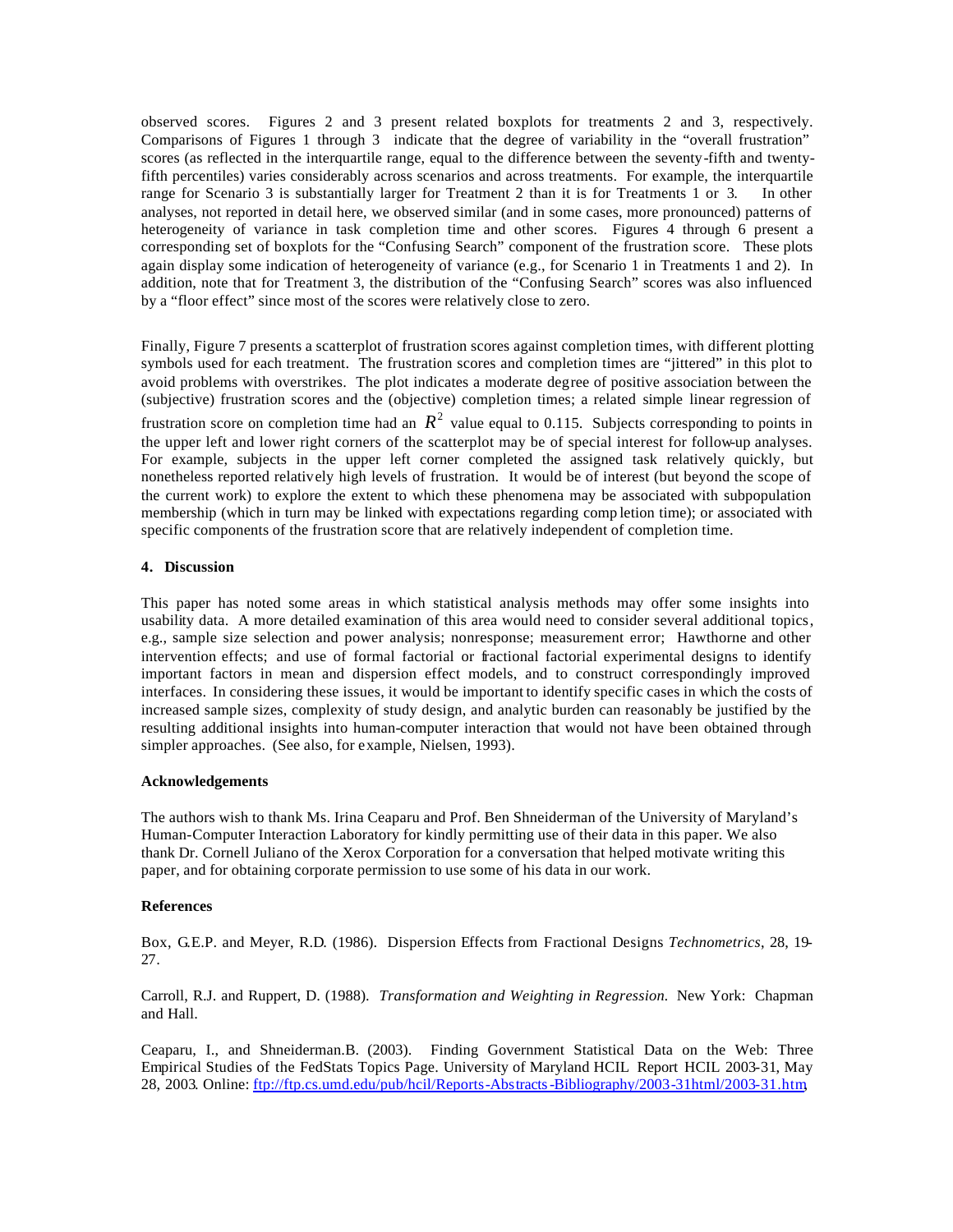observed scores. Figures 2 and 3 present related boxplots for treatments 2 and 3, respectively. Comparisons of Figures 1 through 3 indicate that the degree of variability in the "overall frustration" scores (as reflected in the interquartile range, equal to the difference between the seventy-fifth and twenty-fifth percentiles) varies considerably across scenarios and across treatments. For example, the interquartile range for Scenario 3 is substantially larger for Treatment 2 than it is for Treatments 1 or 3. In other analyses, not reported in detail here, we observed similar (and in some cases, more pronounced) patterns of heterogeneity of variance in task completion time and other scores. Figures 4 through 6 present a corresponding set of boxplots for the "Confusing Search" component of the frustration score. These plots again display some indication of heterogeneity of variance (e.g., for Scenario 1 in Treatments 1 and 2). In addition, note that for Treatment 3, the distribution of the "Confusing Search" scores was also influenced by a "floor effect" since most of the scores were relatively close to zero.

Finally, Figure 7 presents a scatterplot of frustration scores against completion times, with different plotting symbols used for each treatment. The frustration scores and completion times are "jittered" in this plot to avoid problems with overstrikes. The plot indicates a moderate degree of positive association between the (subjective) frustration scores and the (objective) completion times; a related simple linear regression of frustration score on completion time had an $R^2$ value equal to 0.115. Subjects corresponding to points in the upper left and lower right corners of the scatterplot may be of special interest for follow-up analyses. For example, subjects in the upper left corner completed the assigned task relatively quickly, but nonetheless reported relatively high levels of frustration. It would be of interest (but beyond the scope of the current work) to explore the extent to which these phenomena may be associated with subpopulation membership (which in turn may be linked with expectations regarding completion time); or associated with specific components of the frustration score that are relatively independent of completion time.

## 4. Discussion

This paper has noted some areas in which statistical analysis methods may offer some insights into usability data. A more detailed examination of this area would need to consider several additional topics, e.g., sample size selection and power analysis; nonresponse; measurement error; Hawthorne and other intervention effects; and use of formal factorial or fractional factorial experimental designs to identify important factors in mean and dispersion effect models, and to construct correspondingly improved interfaces. In considering these issues, it would be important to identify specific cases in which the costs of increased sample sizes, complexity of study design, and analytic burden can reasonably be justified by the resulting additional insights into human-computer interaction that would not have been obtained through simpler approaches. (See also, for example, Nielsen, 1993).

**Acknowledgements**

The authors wish to thank Ms. Irina Ceaparu and Prof. Ben Shneiderman of the University of Maryland's Human-Computer Interaction Laboratory for kindly permitting use of their data in this paper. We also thank Dr. Cornell Juliano of the Xerox Corporation for a conversation that helped motivate writing this paper, and for obtaining corporate permission to use some of his data in our work.

**References**

Box, G.E.P. and Meyer, R.D. (1986). Dispersion Effects from Fractional Designs *Technometrics*, 28, 19-27.

Carroll, R.J. and Ruppert, D. (1988). *Transformation and Weighting in Regression.* New York: Chapman and Hall.

Ceaparu, I., and Shneiderman.B. (2003). Finding Government Statistical Data on the Web: Three Empirical Studies of the FedStats Topics Page. University of Maryland HCIL Report HCIL 2003-31, May 28, 2003. Online: ftp://ftp.cs.umd.edu/pub/hcil/Reports-Abstracts-Bibliography/2003-31html/2003-31.htm.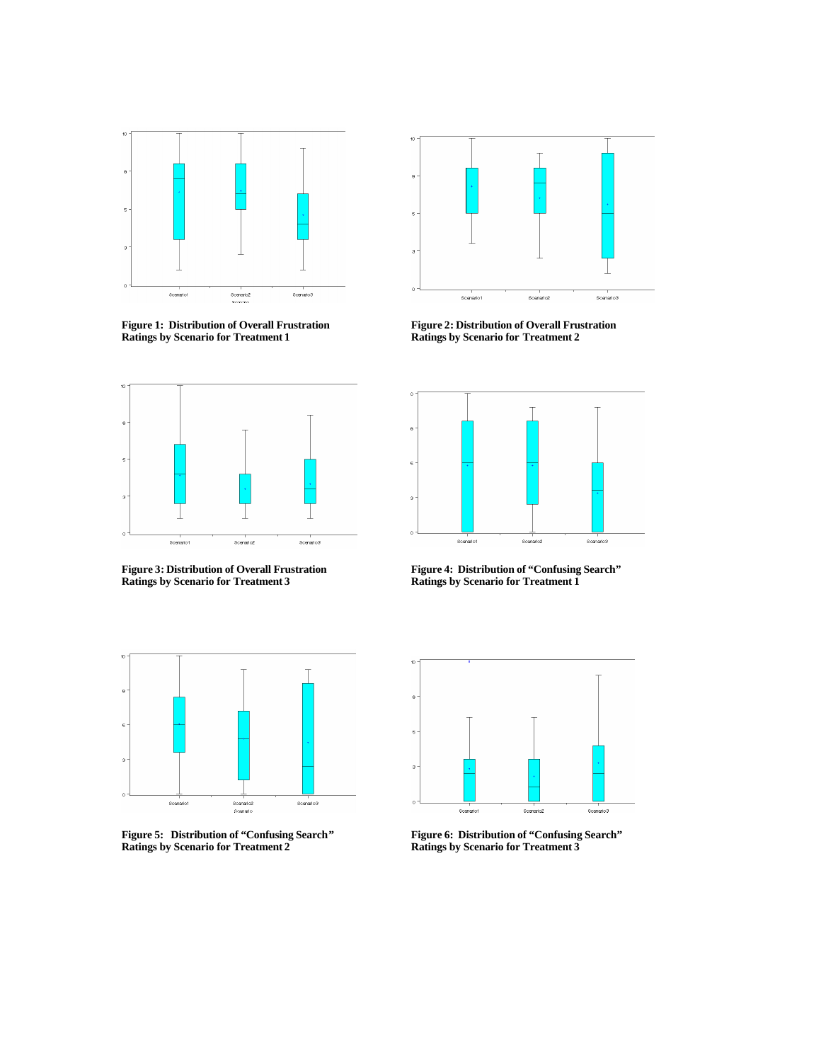**Figure 1: Distribution of Overall Frustration Ratings by Scenario for Treatment 1**

**Figure 2: Distribution of Overall Frustration Ratings by Scenario for Treatment 2**

**Figure 3: Distribution of Overall Frustration Ratings by Scenario for Treatment 3**

**Figure 4: Distribution of "Confusing Search" Ratings by Scenario for Treatment 1**

**Figure 5: Distribution of "Confusing Search" Ratings by Scenario for Treatment 2**

**Figure 6: Distribution of "Confusing Search" Ratings by Scenario for Treatment 3**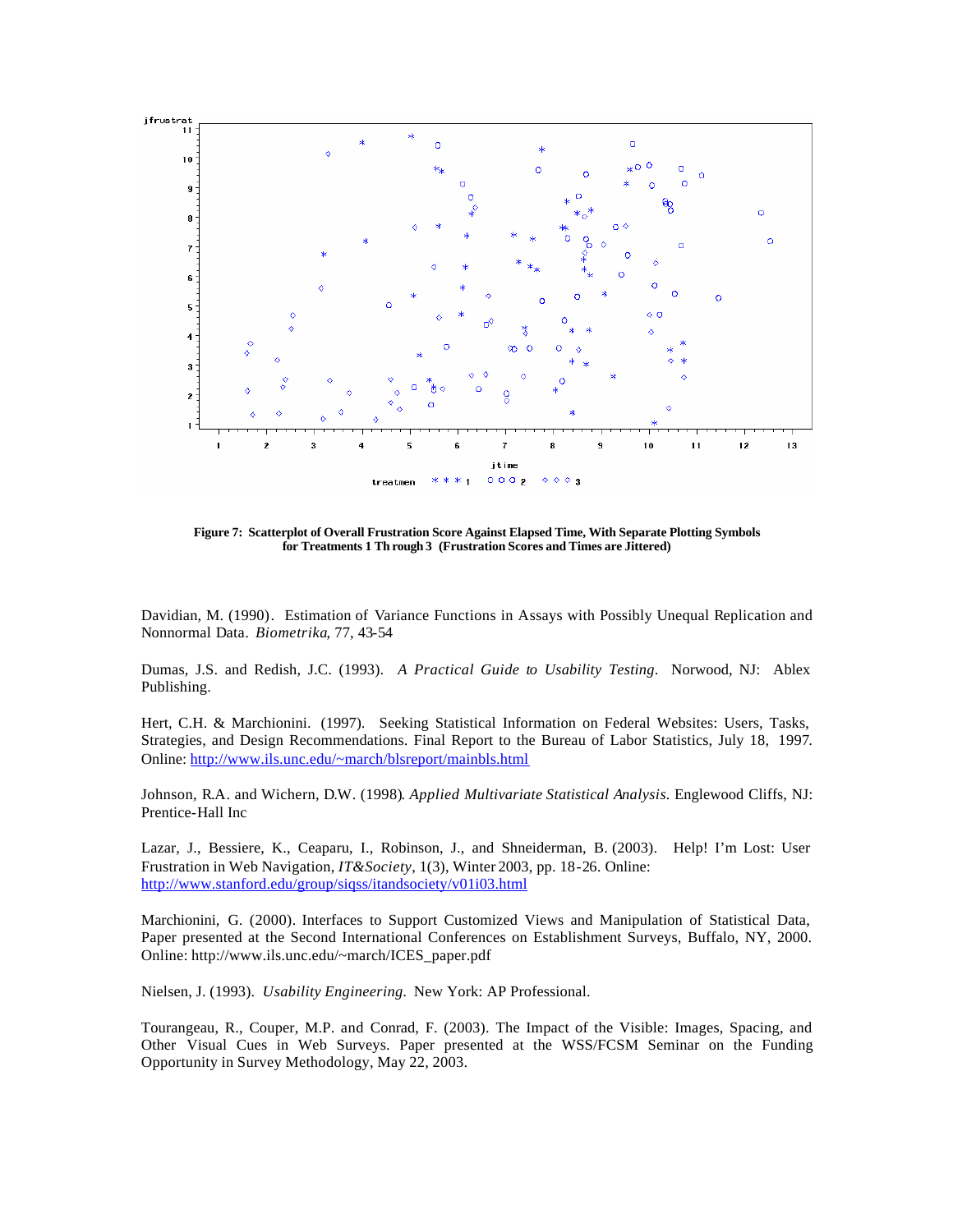jfrustrat

11
10
9
8
7
6
5
4
3
2
1

1 2 3 4 5 6 7 8 9 10 11 12 13

jtime

treatmen * * * 1 ○ ○ ○ 2 ◇ ◇ ◇ 3

**Figure 7: Scatterplot of Overall Frustration Score Against Elapsed Time, With Separate Plotting Symbols for Treatments 1 Th rough 3 (Frustration Scores and Times are Jittered)**

Davidian, M. (1990). Estimation of Variance Functions in Assays with Possibly Unequal Replication and Nonnormal Data. *Biometrika*, 77, 43-54

Dumas, J.S. and Redish, J.C. (1993). *A Practical Guide to Usability Testing*. Norwood, NJ: Ablex Publishing.

Hert, C.H. & Marchionini. (1997). Seeking Statistical Information on Federal Websites: Users, Tasks, Strategies, and Design Recommendations. Final Report to the Bureau of Labor Statistics, July 18, 1997. Online: http://www.ils.unc.edu/~march/blsreport/mainbls.html

Johnson, R.A. and Wichern, D.W. (1998). *Applied Multivariate Statistical Analysis*. Englewood Cliffs, NJ: Prentice-Hall Inc

Lazar, J., Bessiere, K., Ceaparu, I., Robinson, J., and Shneiderman, B. (2003). Help! I'm Lost: User Frustration in Web Navigation, *IT&Society*, 1(3), Winter 2003, pp. 18-26. Online: http://www.stanford.edu/group/siqss/itandsociety/v01i03.html

Marchionini, G. (2000). Interfaces to Support Customized Views and Manipulation of Statistical Data, Paper presented at the Second International Conferences on Establishment Surveys, Buffalo, NY, 2000. Online: http://www.ils.unc.edu/~march/ICES_paper.pdf

Nielsen, J. (1993). *Usability Engineering*. New York: AP Professional.

Tourangeau, R., Couper, M.P. and Conrad, F. (2003). The Impact of the Visible: Images, Spacing, and Other Visual Cues in Web Surveys. Paper presented at the WSS/FCSM Seminar on the Funding Opportunity in Survey Methodology, May 22, 2003.